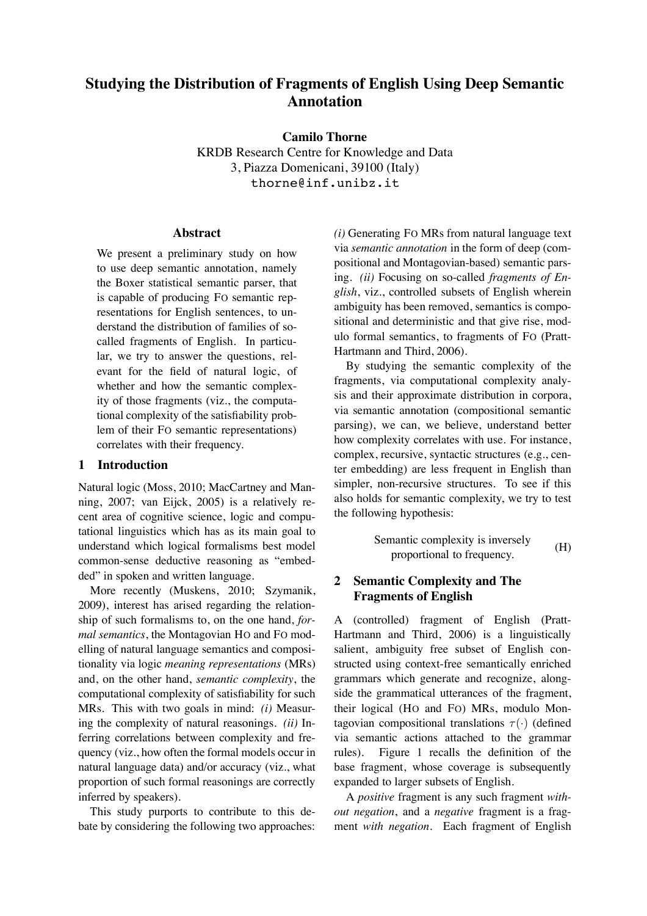# Studying the Distribution of Fragments of English Using Deep Semantic Annotation

**Camilo Thorne**
KRDB Research Centre for Knowledge and Data
3, Piazza Domenicani, 39100 (Italy)
thorne@inf.unibz.it

## Abstract

We present a preliminary study on how to use deep semantic annotation, namely the Boxer statistical semantic parser, that is capable of producing FO semantic representations for English sentences, to understand the distribution of families of so-called fragments of English. In particular, we try to answer the questions, relevant for the field of natural logic, of whether and how the semantic complexity of those fragments (viz., the computational complexity of the satisfiability problem of their FO semantic representations) correlates with their frequency.

## 1 Introduction

Natural logic (Moss, 2010; MacCartney and Manning, 2007; van Eijck, 2005) is a relatively recent area of cognitive science, logic and computational linguistics which has as its main goal to understand which logical formalisms best model common-sense deductive reasoning as "embedded" in spoken and written language.

More recently (Muskens, 2010; Szymanik, 2009), interest has arised regarding the relationship of such formalisms to, on the one hand, *formal semantics*, the Montagovian HO and FO modelling of natural language semantics and compositionality via logic *meaning representations* (MRs) and, on the other hand, *semantic complexity*, the computational complexity of satisfiability for such MRs. This with two goals in mind: *(i)* Measuring the complexity of natural reasonings. *(ii)* Inferring correlations between complexity and frequency (viz., how often the formal models occur in natural language data) and/or accuracy (viz., what proportion of such formal reasonings are correctly inferred by speakers).

This study purports to contribute to this debate by considering the following two approaches: *(i)* Generating FO MRs from natural language text via *semantic annotation* in the form of deep (compositional and Montagovian-based) semantic parsing. *(ii)* Focusing on so-called *fragments of English*, viz., controlled subsets of English wherein ambiguity has been removed, semantics is compositional and deterministic and that give rise, modulo formal semantics, to fragments of FO (Pratt-Hartmann and Third, 2006).

By studying the semantic complexity of the fragments, via computational complexity analysis and their approximate distribution in corpora, via semantic annotation (compositional semantic parsing), we can, we believe, understand better how complexity correlates with use. For instance, complex, recursive, syntactic structures (e.g., center embedding) are less frequent in English than simpler, non-recursive structures. To see if this also holds for semantic complexity, we try to test the following hypothesis:

$$\text{Semantic complexity is inversely proportional to frequency.} \qquad \text{(H)}$$

## 2 Semantic Complexity and The Fragments of English

A (controlled) fragment of English (Pratt-Hartmann and Third, 2006) is a linguistically salient, ambiguity free subset of English constructed using context-free semantically enriched grammars which generate and recognize, alongside the grammatical utterances of the fragment, their logical (HO and FO) MRs, modulo Montagovian compositional translations $\tau(\cdot)$ (defined via semantic actions attached to the grammar rules). Figure 1 recalls the definition of the base fragment, whose coverage is subsequently expanded to larger subsets of English.

A *positive* fragment is any such fragment *without negation*, and a *negative* fragment is a fragment *with negation*. Each fragment of English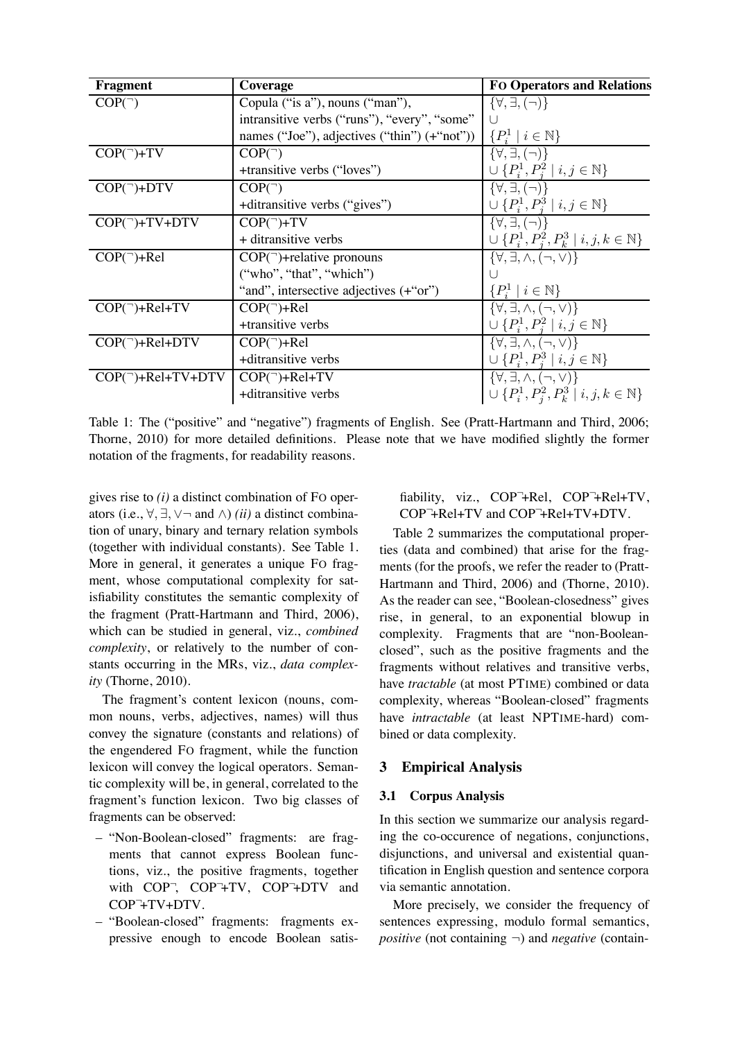| Fragment | Coverage | Fo Operators and Relations |
|---|---|---|
| COP(¬) | Copula ("is a"), nouns ("man"), intransitive verbs ("runs"), "every", "some" names ("Joe"), adjectives ("thin") (+"not")) | $\{\forall, \exists, (\neg)\}$ $\cup$ $\{P^1_i \mid i \in \mathbb{N}\}$ |
| COP(¬)+TV | COP(¬) +transitive verbs ("loves") | $\{\forall, \exists, (\neg)\}$ $\cup \{P^1_i, P^2_j \mid i, j \in \mathbb{N}\}$ |
| COP(¬)+DTV | COP(¬) +ditransitive verbs ("gives") | $\{\forall, \exists, (\neg)\}$ $\cup \{P^1_i, P^3_j \mid i, j \in \mathbb{N}\}$ |
| COP(¬)+TV+DTV | COP(¬)+TV + ditransitive verbs | $\{\forall, \exists, (\neg)\}$ $\cup \{P^1_i, P^2_j, P^3_k \mid i, j, k \in \mathbb{N}\}$ |
| COP(¬)+Rel | COP(¬)+relative pronouns ("who", "that", "which") "and", intersective adjectives (+"or") | $\{\forall, \exists, \wedge, (\neg, \vee)\}$ $\cup$ $\{P^1_i \mid i \in \mathbb{N}\}$ |
| COP(¬)+Rel+TV | COP(¬)+Rel +transitive verbs | $\{\forall, \exists, \wedge, (\neg, \vee)\}$ $\cup \{P^1_i, P^2_j \mid i, j \in \mathbb{N}\}$ |
| COP(¬)+Rel+DTV | COP(¬)+Rel +ditransitive verbs | $\{\forall, \exists, \wedge, (\neg, \vee)\}$ $\cup \{P^1_i, P^3_j \mid i, j \in \mathbb{N}\}$ |
| COP(¬)+Rel+TV+DTV | COP(¬)+Rel+TV +ditransitive verbs | $\{\forall, \exists, \wedge, (\neg, \vee)\}$ $\cup \{P^1_i, P^2_j, P^3_k \mid i, j, k \in \mathbb{N}\}$ |

Table 1: The ("positive" and "negative") fragments of English. See (Pratt-Hartmann and Third, 2006; Thorne, 2010) for more detailed definitions. Please note that we have modified slightly the former notation of the fragments, for readability reasons.

gives rise to *(i)* a distinct combination of Fo operators (i.e., $\forall, \exists, \vee\neg$ and $\wedge$) *(ii)* a distinct combination of unary, binary and ternary relation symbols (together with individual constants). See Table 1. More in general, it generates a unique Fo fragment, whose computational complexity for satisfiability constitutes the semantic complexity of the fragment (Pratt-Hartmann and Third, 2006), which can be studied in general, viz., *combined complexity*, or relatively to the number of constants occurring in the MRs, viz., *data complexity* (Thorne, 2010).

The fragment's content lexicon (nouns, common nouns, verbs, adjectives, names) will thus convey the signature (constants and relations) of the engendered Fo fragment, while the function lexicon will convey the logical operators. Semantic complexity will be, in general, correlated to the fragment's function lexicon. Two big classes of fragments can be observed:

- "Non-Boolean-closed" fragments: are fragments that cannot express Boolean functions, viz., the positive fragments, together with COP¬, COP¬+TV, COP¬+DTV and COP¬+TV+DTV.
- "Boolean-closed" fragments: fragments expressive enough to encode Boolean satisfiability, viz., COP¬+Rel, COP¬+Rel+TV, COP¬+Rel+TV and COP¬+Rel+TV+DTV.

Table 2 summarizes the computational properties (data and combined) that arise for the fragments (for the proofs, we refer the reader to (Pratt-Hartmann and Third, 2006) and (Thorne, 2010). As the reader can see, "Boolean-closedness" gives rise, in general, to an exponential blowup in complexity. Fragments that are "non-Boolean-closed", such as the positive fragments and the fragments without relatives and transitive verbs, have *tractable* (at most PTIME) combined or data complexity, whereas "Boolean-closed" fragments have *intractable* (at least NPTIME-hard) combined or data complexity.

## 3 Empirical Analysis

### 3.1 Corpus Analysis

In this section we summarize our analysis regarding the co-occurence of negations, conjunctions, disjunctions, and universal and existential quantification in English question and sentence corpora via semantic annotation.

More precisely, we consider the frequency of sentences expressing, modulo formal semantics, *positive* (not containing ¬) and *negative* (contain-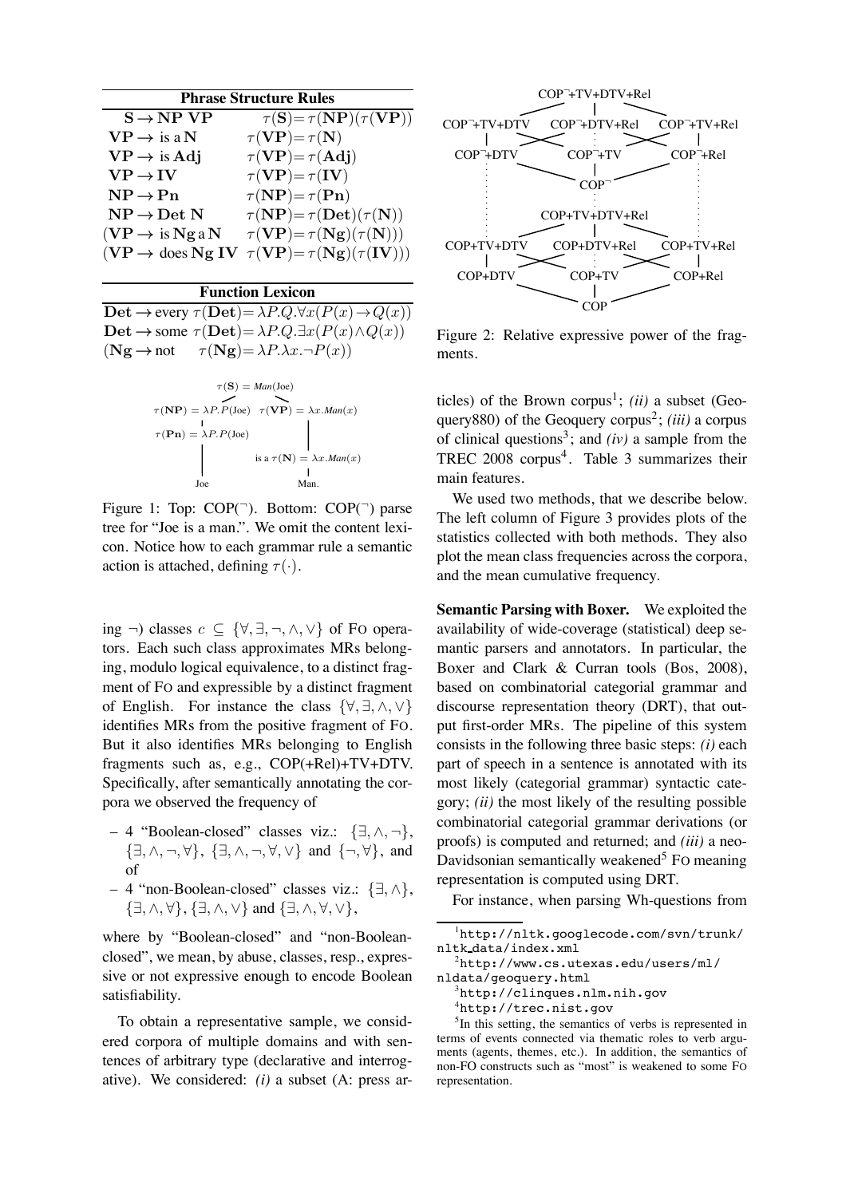| Phrase Structure Rules | |
|---|---|
| $\mathbf{S} \to \mathbf{NP}\ \mathbf{VP}$ | $\tau(\mathbf{S}) = \tau(\mathbf{NP})(\tau(\mathbf{VP}))$ |
| $\mathbf{VP} \to$ is a $\mathbf{N}$ | $\tau(\mathbf{VP}) = \tau(\mathbf{N})$ |
| $\mathbf{VP} \to$ is $\mathbf{Adj}$ | $\tau(\mathbf{VP}) = \tau(\mathbf{Adj})$ |
| $\mathbf{VP} \to \mathbf{IV}$ | $\tau(\mathbf{VP}) = \tau(\mathbf{IV})$ |
| $\mathbf{NP} \to \mathbf{Pn}$ | $\tau(\mathbf{NP}) = \tau(\mathbf{Pn})$ |
| $\mathbf{NP} \to \mathbf{Det}\ \mathbf{N}$ | $\tau(\mathbf{NP}) = \tau(\mathbf{Det})(\tau(\mathbf{N}))$ |
| $(\mathbf{VP} \to$ is $\mathbf{Ng}$ a $\mathbf{N}$ | $\tau(\mathbf{VP}) = \tau(\mathbf{Ng})(\tau(\mathbf{N})))$ |
| $(\mathbf{VP} \to$ does $\mathbf{Ng}\ \mathbf{IV}$ | $\tau(\mathbf{VP}) = \tau(\mathbf{Ng})(\tau(\mathbf{IV})))$ |

| Function Lexicon | |
|---|---|
| $\mathbf{Det} \to$ every | $\tau(\mathbf{Det}) = \lambda P.Q.\forall x(P(x) \to Q(x))$ |
| $\mathbf{Det} \to$ some | $\tau(\mathbf{Det}) = \lambda P.Q.\exists x(P(x) \land Q(x))$ |
| $(\mathbf{Ng} \to$ not | $\tau(\mathbf{Ng}) = \lambda P.\lambda x.\neg P(x))$ |

$$\tau(\mathbf{S}) = Man(\text{Joe})$$
$$\tau(\mathbf{NP}) = \lambda P.P(\text{Joe}) \quad \tau(\mathbf{VP}) = \lambda x.Man(x)$$
$$\tau(\mathbf{Pn}) = \lambda P.P(\text{Joe}) \quad \text{is a } \tau(\mathbf{N}) = \lambda x.Man(x)$$
$$\text{Joe} \quad \text{Man.}$$

Figure 1: Top: COP(¬). Bottom: COP(¬) parse tree for "Joe is a man.". We omit the content lexicon. Notice how to each grammar rule a semantic action is attached, defining $\tau(\cdot)$.

COP¬+TV+DTV+Rel

COP¬+TV+DTV — COP¬+DTV+Rel — COP¬+TV+Rel

COP¬+DTV — COP¬+TV — COP¬+Rel

COP¬

COP+TV+DTV+Rel

COP+TV+DTV — COP+DTV+Rel — COP+TV+Rel

COP+DTV — COP+TV — COP+Rel

COP

Figure 2: Relative expressive power of the fragments.

ing ¬) classes $c \subseteq \{\forall, \exists, \neg, \land, \lor\}$ of FO operators. Each such class approximates MRs belonging, modulo logical equivalence, to a distinct fragment of FO and expressible by a distinct fragment of English. For instance the class $\{\forall, \exists, \land, \lor\}$ identifies MRs from the positive fragment of FO. But it also identifies MRs belonging to English fragments such as, e.g., COP(+Rel)+TV+DTV. Specifically, after semantically annotating the corpora we observed the frequency of

– 4 "Boolean-closed" classes viz.: $\{\exists, \land, \neg\}$, $\{\exists, \land, \neg, \forall\}$, $\{\exists, \land, \neg, \forall, \lor\}$ and $\{\neg, \forall\}$, and of

– 4 "non-Boolean-closed" classes viz.: $\{\exists, \land\}$, $\{\exists, \land, \forall\}$, $\{\exists, \land, \lor\}$ and $\{\exists, \land, \forall, \lor\}$,

where by "Boolean-closed" and "non-Boolean-closed", we mean, by abuse, classes, resp., expressive or not expressive enough to encode Boolean satisfiability.

To obtain a representative sample, we considered corpora of multiple domains and with sentences of arbitrary type (declarative and interrogative). We considered: *(i)* a subset (A: press articles) of the Brown corpus[1]; *(ii)* a subset (Geoquery880) of the Geoquery corpus[2]; *(iii)* a corpus of clinical questions[3]; and *(iv)* a sample from the TREC 2008 corpus[4]. Table 3 summarizes their main features.

We used two methods, that we describe below. The left column of Figure 3 provides plots of the statistics collected with both methods. They also plot the mean class frequencies across the corpora, and the mean cumulative frequency.

**Semantic Parsing with Boxer.** We exploited the availability of wide-coverage (statistical) deep semantic parsers and annotators. In particular, the Boxer and Clark & Curran tools (Bos, 2008), based on combinatorial categorial grammar and discourse representation theory (DRT), that output first-order MRs. The pipeline of this system consists in the following three basic steps: *(i)* each part of speech in a sentence is annotated with its most likely (categorial grammar) syntactic category; *(ii)* the most likely of the resulting possible combinatorial categorial grammar derivations (or proofs) is computed and returned; and *(iii)* a neo-Davidsonian semantically weakened[5] FO meaning representation is computed using DRT.

For instance, when parsing Wh-questions from

[1] http://nltk.googlecode.com/svn/trunk/nltk_data/index.xml

[2] http://www.cs.utexas.edu/users/ml/nldata/geoquery.html

[3] http://clinques.nlm.nih.gov

[4] http://trec.nist.gov

[5] In this setting, the semantics of verbs is represented in terms of events connected via thematic roles to verb arguments (agents, themes, etc.). In addition, the semantics of non-FO constructs such as "most" is weakened to some FO representation.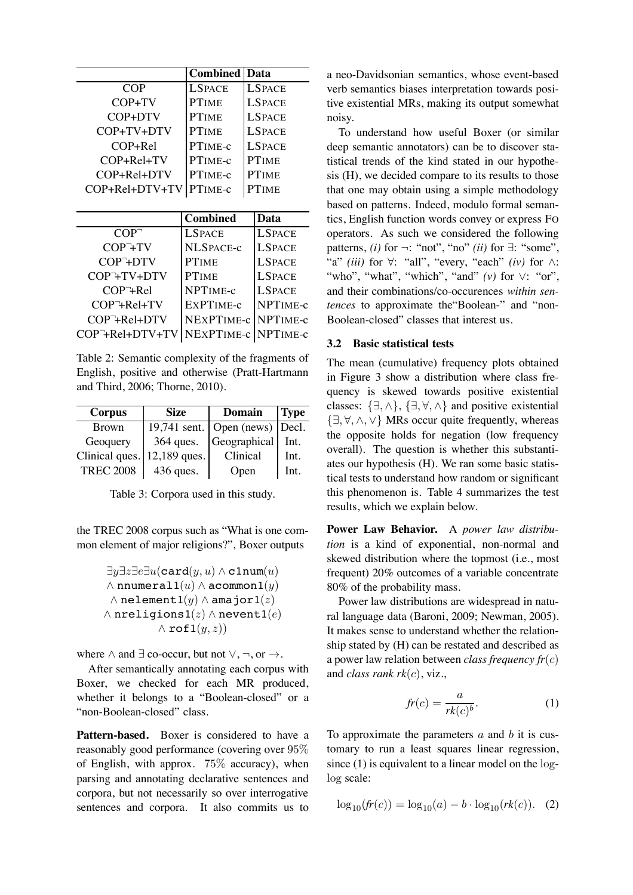| | Combined | Data |
|---|---|---|
| COP | LSPACE | LSPACE |
| COP+TV | PTIME | LSPACE |
| COP+DTV | PTIME | LSPACE |
| COP+TV+DTV | PTIME | LSPACE |
| COP+Rel | PTIME-c | LSPACE |
| COP+Rel+TV | PTIME-c | PTIME |
| COP+Rel+DTV | PTIME-c | PTIME |
| COP+Rel+DTV+TV | PTIME-c | PTIME |

| | Combined | Data |
|---|---|---|
| $\text{COP}^{\neg}$ | LSPACE | LSPACE |
| $\text{COP}^{\neg}$+TV | NLSPACE-c | LSPACE |
| $\text{COP}^{\neg}$+DTV | PTIME | LSPACE |
| $\text{COP}^{\neg}$+TV+DTV | PTIME | LSPACE |
| $\text{COP}^{\neg}$+Rel | NPTIME-c | LSPACE |
| $\text{COP}^{\neg}$+Rel+TV | EXPTIME-c | NPTIME-c |
| $\text{COP}^{\neg}$+Rel+DTV | NEXPTIME-c | NPTIME-c |
| $\text{COP}^{\neg}$+Rel+DTV+TV | NEXPTIME-c | NPTIME-c |

Table 2: Semantic complexity of the fragments of English, positive and otherwise (Pratt-Hartmann and Third, 2006; Thorne, 2010).

| Corpus | Size | Domain | Type |
|---|---|---|---|
| Brown | 19,741 sent. | Open (news) | Decl. |
| Geoquery | 364 ques. | Geographical | Int. |
| Clinical ques. | 12,189 ques. | Clinical | Int. |
| TREC 2008 | 436 ques. | Open | Int. |

Table 3: Corpora used in this study.

the TREC 2008 corpus such as "What is one common element of major religions?", Boxer outputs

$$\exists y \exists z \exists e \exists u (\texttt{card}(y,u) \wedge \texttt{c1num}(u) \\ \wedge \texttt{nnumeral1}(u) \wedge \texttt{acommon1}(y) \\ \wedge \texttt{nelement1}(y) \wedge \texttt{amajor1}(z) \\ \wedge \texttt{nreligions1}(z) \wedge \texttt{nevent1}(e) \\ \wedge \texttt{rof1}(y,z))$$

where $\wedge$ and $\exists$ co-occur, but not $\vee$, $\neg$, or $\rightarrow$.

After semantically annotating each corpus with Boxer, we checked for each MR produced, whether it belongs to a "Boolean-closed" or a "non-Boolean-closed" class.

**Pattern-based.** Boxer is considered to have a reasonably good performance (covering over 95% of English, with approx. 75% accuracy), when parsing and annotating declarative sentences and corpora, but not necessarily so over interrogative sentences and corpora. It also commits us to a neo-Davidsonian semantics, whose event-based verb semantics biases interpretation towards positive existential MRs, making its output somewhat noisy.

To understand how useful Boxer (or similar deep semantic annotators) can be to discover statistical trends of the kind stated in our hypothesis (H), we decided compare to its results to those that one may obtain using a simple methodology based on patterns. Indeed, modulo formal semantics, English function words convey or express FO operators. As such we considered the following patterns, *(i)* for $\neg$: "not", "no" *(ii)* for $\exists$: "some", "a" *(iii)* for $\forall$: "all", "every, "each" *(iv)* for $\wedge$: "who", "what", "which", "and" *(v)* for $\vee$: "or", and their combinations/co-occurences *within sentences* to approximate the"Boolean-" and "non-Boolean-closed" classes that interest us.

### 3.2 Basic statistical tests

The mean (cumulative) frequency plots obtained in Figure 3 show a distribution where class frequency is skewed towards positive existential classes: $\{\exists, \wedge\}$, $\{\exists, \forall, \wedge\}$ and positive existential $\{\exists, \forall, \wedge, \vee\}$ MRs occur quite frequently, whereas the opposite holds for negation (low frequency overall). The question is whether this substantiates our hypothesis (H). We ran some basic statistical tests to understand how random or significant this phenomenon is. Table 4 summarizes the test results, which we explain below.

**Power Law Behavior.** A *power law distribution* is a kind of exponential, non-normal and skewed distribution where the topmost (i.e., most frequent) 20% outcomes of a variable concentrate 80% of the probability mass.

Power law distributions are widespread in natural language data (Baroni, 2009; Newman, 2005). It makes sense to understand whether the relationship stated by (H) can be restated and described as a power law relation between *class frequency* $fr(c)$ and *class rank* $rk(c)$, viz.,

$$fr(c) = \frac{a}{rk(c)^b}. \quad (1)$$

To approximate the parameters $a$ and $b$ it is customary to run a least squares linear regression, since (1) is equivalent to a linear model on the log-log scale:

$$\log_{10}(fr(c)) = \log_{10}(a) - b \cdot \log_{10}(rk(c)). \quad (2)$$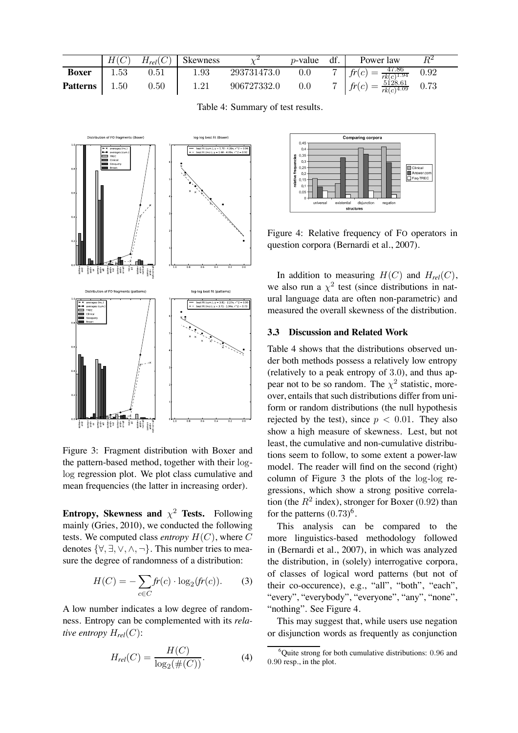|  | $H(C)$ | $H_{rel}(C)$ | Skewness | $\chi^2$ | $p$-value | df. | Power law | $R^2$ |
|---|---|---|---|---|---|---|---|---|
| **Boxer** | 1.53 | 0.51 | 1.93 | 293731473.0 | 0.0 | 7 | $fr(c) = \frac{47.86}{rk(c)^{1.94}}$ | 0.92 |
| **Patterns** | 1.50 | 0.50 | 1.21 | 906727332.0 | 0.0 | 7 | $fr(c) = \frac{5128.61}{rk(c)^{4.09}}$ | 0.73 |

Table 4: Summary of test results.

Figure 3: Fragment distribution with Boxer and the pattern-based method, together with their log-log regression plot. We plot class cumulative and mean frequencies (the latter in increasing order).

**Entropy, Skewness and $\chi^2$ Tests.** Following mainly (Gries, 2010), we conducted the following tests. We computed class *entropy* $H(C)$, where $C$ denotes $\{\forall, \exists, \vee, \wedge, \neg\}$. This number tries to measure the degree of randomness of a distribution:

$$H(C) = -\sum_{c \in C} fr(c) \cdot \log_2(fr(c)). \qquad (3)$$

A low number indicates a low degree of randomness. Entropy can be complemented with its *relative entropy* $H_{rel}(C)$:

$$H_{rel}(C) = \frac{H(C)}{\log_2(\#(C))}. \qquad (4)$$

Figure 4: Relative frequency of FO operators in question corpora (Bernardi et al., 2007).

In addition to measuring $H(C)$ and $H_{rel}(C)$, we also run a $\chi^2$ test (since distributions in natural language data are often non-parametric) and measured the overall skewness of the distribution.

### 3.3 Discussion and Related Work

Table 4 shows that the distributions observed under both methods possess a relatively low entropy (relatively to a peak entropy of 3.0), and thus appear not to be so random. The $\chi^2$ statistic, moreover, entails that such distributions differ from uniform or random distributions (the null hypothesis rejected by the test), since $p < 0.01$. They also show a high measure of skewness. Lest, but not least, the cumulative and non-cumulative distributions seem to follow, to some extent a power-law model. The reader will find on the second (right) column of Figure 3 the plots of the log-log regressions, which show a strong positive correlation (the $R^2$ index), stronger for Boxer (0.92) than for the patterns (0.73)[6].

This analysis can be compared to the more linguistics-based methodology followed in (Bernardi et al., 2007), in which was analyzed the distribution, in (solely) interrogative corpora, of classes of logical word patterns (but not of their co-occurence), e.g., "all", "both", "each", "every", "everybody", "everyone", "any", "none", "nothing". See Figure 4.

This may suggest that, while users use negation or disjunction words as frequently as conjunction

[6] Quite strong for both cumulative distributions: 0.96 and 0.90 resp., in the plot.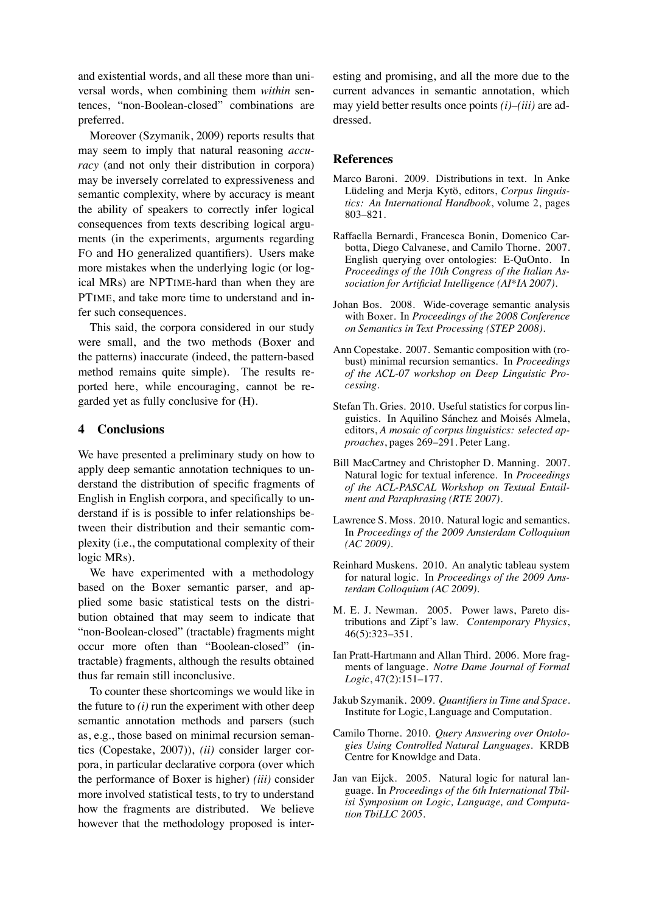and existential words, and all these more than universal words, when combining them *within* sentences, "non-Boolean-closed" combinations are preferred.

Moreover (Szymanik, 2009) reports results that may seem to imply that natural reasoning *accuracy* (and not only their distribution in corpora) may be inversely correlated to expressiveness and semantic complexity, where by accuracy is meant the ability of speakers to correctly infer logical consequences from texts describing logical arguments (in the experiments, arguments regarding FO and HO generalized quantifiers). Users make more mistakes when the underlying logic (or logical MRs) are NPTIME-hard than when they are PTIME, and take more time to understand and infer such consequences.

This said, the corpora considered in our study were small, and the two methods (Boxer and the patterns) inaccurate (indeed, the pattern-based method remains quite simple). The results reported here, while encouraging, cannot be regarded yet as fully conclusive for (H).

## 4 Conclusions

We have presented a preliminary study on how to apply deep semantic annotation techniques to understand the distribution of specific fragments of English in English corpora, and specifically to understand if is is possible to infer relationships between their distribution and their semantic complexity (i.e., the computational complexity of their logic MRs).

We have experimented with a methodology based on the Boxer semantic parser, and applied some basic statistical tests on the distribution obtained that may seem to indicate that "non-Boolean-closed" (tractable) fragments might occur more often than "Boolean-closed" (intractable) fragments, although the results obtained thus far remain still inconclusive.

To counter these shortcomings we would like in the future to *(i)* run the experiment with other deep semantic annotation methods and parsers (such as, e.g., those based on minimal recursion semantics (Copestake, 2007)), *(ii)* consider larger corpora, in particular declarative corpora (over which the performance of Boxer is higher) *(iii)* consider more involved statistical tests, to try to understand how the fragments are distributed. We believe however that the methodology proposed is interesting and promising, and all the more due to the current advances in semantic annotation, which may yield better results once points *(i)*–*(iii)* are addressed.

## References

Marco Baroni. 2009. Distributions in text. In Anke Lüdeling and Merja Kytö, editors, *Corpus linguistics: An International Handbook*, volume 2, pages 803–821.

Raffaella Bernardi, Francesca Bonin, Domenico Carbotta, Diego Calvanese, and Camilo Thorne. 2007. English querying over ontologies: E-QuOnto. In *Proceedings of the 10th Congress of the Italian Association for Artificial Intelligence (AI*IA 2007)*.

Johan Bos. 2008. Wide-coverage semantic analysis with Boxer. In *Proceedings of the 2008 Conference on Semantics in Text Processing (STEP 2008)*.

Ann Copestake. 2007. Semantic composition with (robust) minimal recursion semantics. In *Proceedings of the ACL-07 workshop on Deep Linguistic Processing*.

Stefan Th. Gries. 2010. Useful statistics for corpus linguistics. In Aquilino Sánchez and Moisés Almela, editors, *A mosaic of corpus linguistics: selected approaches*, pages 269–291. Peter Lang.

Bill MacCartney and Christopher D. Manning. 2007. Natural logic for textual inference. In *Proceedings of the ACL-PASCAL Workshop on Textual Entailment and Paraphrasing (RTE 2007)*.

Lawrence S. Moss. 2010. Natural logic and semantics. In *Proceedings of the 2009 Amsterdam Colloquium (AC 2009)*.

Reinhard Muskens. 2010. An analytic tableau system for natural logic. In *Proceedings of the 2009 Amsterdam Colloquium (AC 2009)*.

M. E. J. Newman. 2005. Power laws, Pareto distributions and Zipf's law. *Contemporary Physics*, 46(5):323–351.

Ian Pratt-Hartmann and Allan Third. 2006. More fragments of language. *Notre Dame Journal of Formal Logic*, 47(2):151–177.

Jakub Szymanik. 2009. *Quantifiers in Time and Space*. Institute for Logic, Language and Computation.

Camilo Thorne. 2010. *Query Answering over Ontologies Using Controlled Natural Languages*. KRDB Centre for Knowldge and Data.

Jan van Eijck. 2005. Natural logic for natural language. In *Proceedings of the 6th International Tbilisi Symposium on Logic, Language, and Computation TbiLLC 2005*.